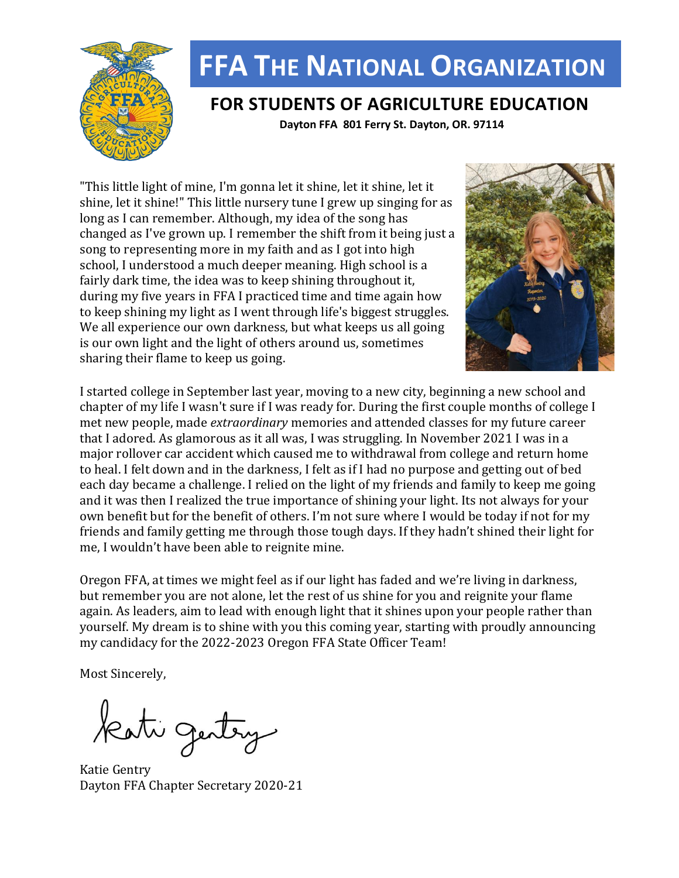# FFA The National Organization

## FOR STUDENTS OF AGRICULTURE EDUCATION

**Dayton FFA 801 Ferry St. Dayton, OR. 97114**

"This little light of mine, I'm gonna let it shine, let it shine, let it shine, let it shine!" This little nursery tune I grew up singing for as long as I can remember. Although, my idea of the song has changed as I've grown up. I remember the shift from it being just a song to representing more in my faith and as I got into high school, I understood a much deeper meaning. High school is a fairly dark time, the idea was to keep shining throughout it, during my five years in FFA I practiced time and time again how to keep shining my light as I went through life's biggest struggles. We all experience our own darkness, but what keeps us all going is our own light and the light of others around us, sometimes sharing their flame to keep us going.

I started college in September last year, moving to a new city, beginning a new school and chapter of my life I wasn't sure if I was ready for. During the first couple months of college I met new people, made *extraordinary* memories and attended classes for my future career that I adored. As glamorous as it all was, I was struggling. In November 2021 I was in a major rollover car accident which caused me to withdrawal from college and return home to heal. I felt down and in the darkness, I felt as if I had no purpose and getting out of bed each day became a challenge. I relied on the light of my friends and family to keep me going and it was then I realized the true importance of shining your light. Its not always for your own benefit but for the benefit of others. I'm not sure where I would be today if not for my friends and family getting me through those tough days. If they hadn't shined their light for me, I wouldn't have been able to reignite mine.

Oregon FFA, at times we might feel as if our light has faded and we're living in darkness, but remember you are not alone, let the rest of us shine for you and reignite your flame again. As leaders, aim to lead with enough light that it shines upon your people rather than yourself. My dream is to shine with you this coming year, starting with proudly announcing my candidacy for the 2022-2023 Oregon FFA State Officer Team!

Most Sincerely,

Katie Gentry

Katie Gentry
Dayton FFA Chapter Secretary 2020-21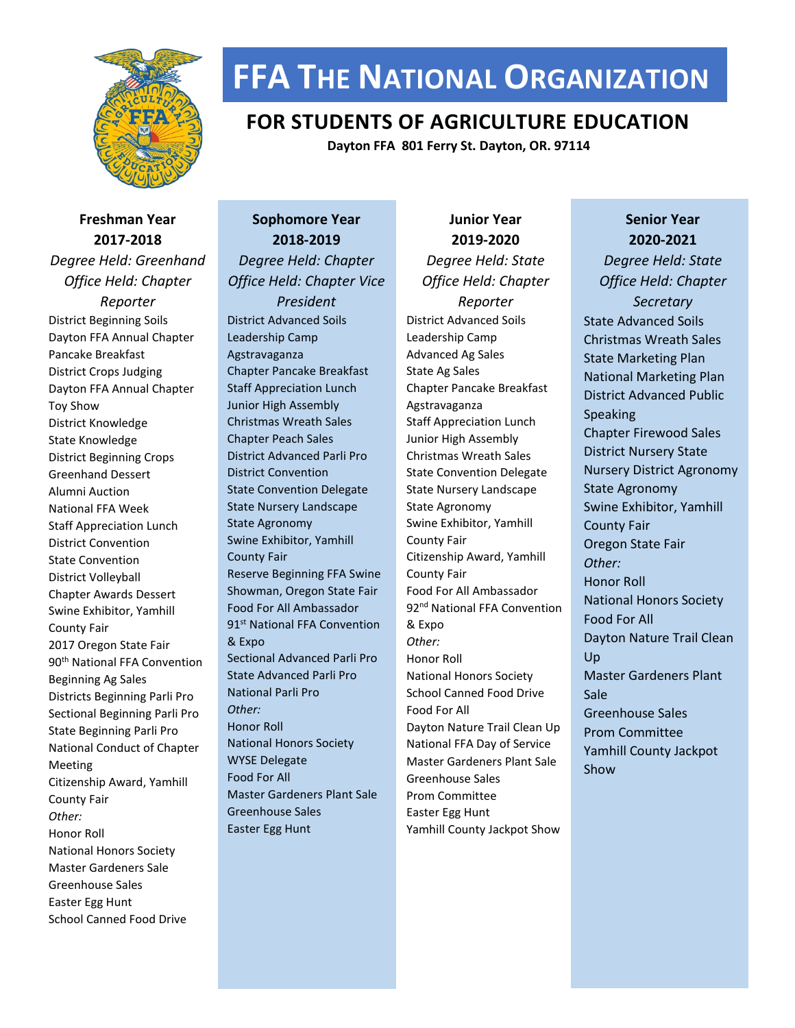# FFA THE NATIONAL ORGANIZATION

## FOR STUDENTS OF AGRICULTURE EDUCATION

**Dayton FFA 801 Ferry St. Dayton, OR. 97114**

### Freshman Year 2017-2018

*Degree Held: Greenhand*
*Office Held: Chapter Reporter*

District Beginning Soils
Dayton FFA Annual Chapter Pancake Breakfast
District Crops Judging
Dayton FFA Annual Chapter Toy Show
District Knowledge
State Knowledge
District Beginning Crops
Greenhand Dessert
Alumni Auction
National FFA Week
Staff Appreciation Lunch
District Convention
State Convention
District Volleyball
Chapter Awards Dessert
Swine Exhibitor, Yamhill County Fair
2017 Oregon State Fair
90th National FFA Convention
Beginning Ag Sales
Districts Beginning Parli Pro
Sectional Beginning Parli Pro
State Beginning Parli Pro
National Conduct of Chapter Meeting
Citizenship Award, Yamhill County Fair

*Other:*

Honor Roll
National Honors Society
Master Gardeners Sale
Greenhouse Sales
Easter Egg Hunt
School Canned Food Drive

### Sophomore Year 2018-2019

*Degree Held: Chapter*
*Office Held: Chapter Vice President*

District Advanced Soils
Leadership Camp
Agstravaganza
Chapter Pancake Breakfast
Staff Appreciation Lunch
Junior High Assembly
Christmas Wreath Sales
Chapter Peach Sales
District Advanced Parli Pro
District Convention
State Convention Delegate
State Nursery Landscape
State Agronomy
Swine Exhibitor, Yamhill County Fair
Reserve Beginning FFA Swine Showman, Oregon State Fair
Food For All Ambassador
91st National FFA Convention & Expo
Sectional Advanced Parli Pro
State Advanced Parli Pro
National Parli Pro

*Other:*

Honor Roll
National Honors Society
WYSE Delegate
Food For All
Master Gardeners Plant Sale
Greenhouse Sales
Easter Egg Hunt

### Junior Year 2019-2020

*Degree Held: State*
*Office Held: Chapter Reporter*

District Advanced Soils
Leadership Camp
Advanced Ag Sales
State Ag Sales
Chapter Pancake Breakfast
Agstravaganza
Staff Appreciation Lunch
Junior High Assembly
Christmas Wreath Sales
State Convention Delegate
State Nursery Landscape
State Agronomy
Swine Exhibitor, Yamhill County Fair
Citizenship Award, Yamhill County Fair
Food For All Ambassador
92nd National FFA Convention & Expo

*Other:*

Honor Roll
National Honors Society
School Canned Food Drive
Food For All
Dayton Nature Trail Clean Up
National FFA Day of Service
Master Gardeners Plant Sale
Greenhouse Sales
Prom Committee
Easter Egg Hunt
Yamhill County Jackpot Show

### Senior Year 2020-2021

*Degree Held: State*
*Office Held: Chapter Secretary*

State Advanced Soils
Christmas Wreath Sales
State Marketing Plan
National Marketing Plan
District Advanced Public Speaking
Chapter Firewood Sales
District Nursery State
Nursery District Agronomy
State Agronomy
Swine Exhibitor, Yamhill County Fair
Oregon State Fair

*Other:*

Honor Roll
National Honors Society
Food For All
Dayton Nature Trail Clean Up
Master Gardeners Plant Sale
Greenhouse Sales
Prom Committee
Yamhill County Jackpot Show